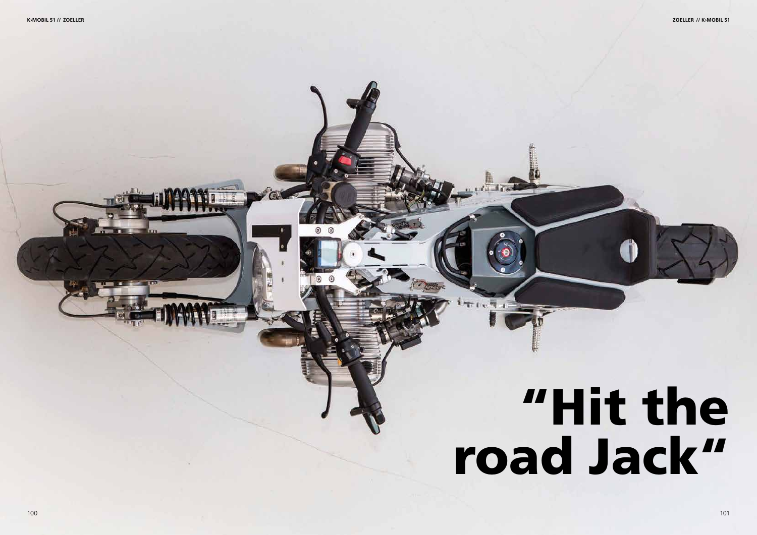# "Hit the road Jack"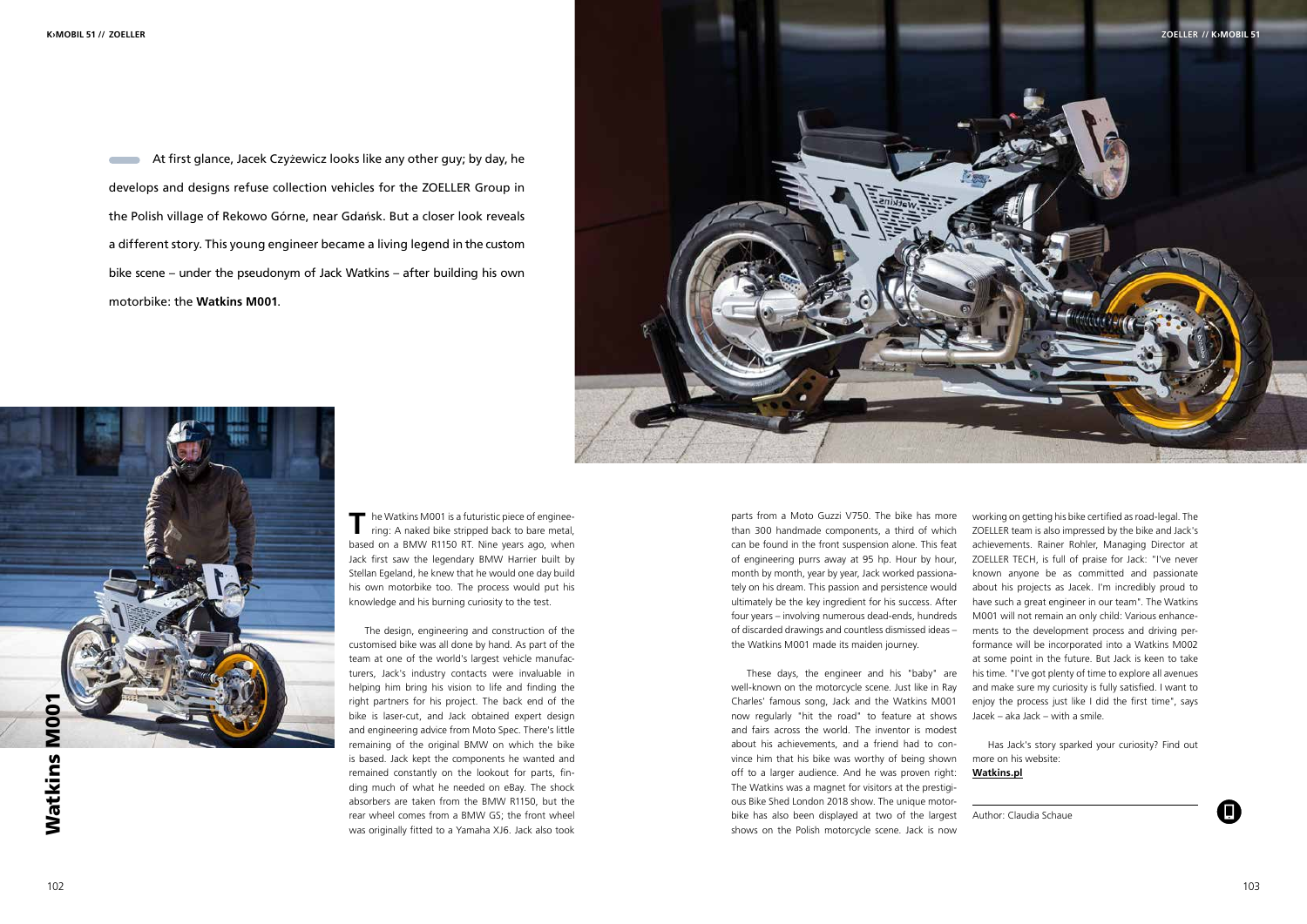# Watkins M001

At first glance, Jacek Czyżewicz looks like any other guy; by day, he develops and designs refuse collection vehicles for the ZOELLER Group in the Polish village of Rekowo Górne, near Gdańsk. But a closer look reveals a different story. This young engineer became a living legend in the custom bike scene – under the pseudonym of Jack Watkins – after building his own motorbike: the **Watkins M001**.

The Watkins M001 is a futuristic piece of engineering: A naked bike stripped back to bare metal, based on a BMW R1150 RT. Nine years ago, when Jack first saw the legendary BMW Harrier built by Stellan Egeland, he knew that he would one day build his own motorbike too. The process would put his knowledge and his burning curiosity to the test.

The design, engineering and construction of the customised bike was all done by hand. As part of the team at one of the world's largest vehicle manufacturers, Jack's industry contacts were invaluable in helping him bring his vision to life and finding the right partners for his project. The back end of the bike is laser-cut, and Jack obtained expert design and engineering advice from Moto Spec. There's little remaining of the original BMW on which the bike is based. Jack kept the components he wanted and remained constantly on the lookout for parts, finding much of what he needed on eBay. The shock absorbers are taken from the BMW R1150, but the rear wheel comes from a BMW GS; the front wheel was originally fitted to a Yamaha XJ6. Jack also took parts from a Moto Guzzi V750. The bike has more than 300 handmade components, a third of which can be found in the front suspension alone. This feat of engineering purrs away at 95 hp. Hour by hour, month by month, year by year, Jack worked passionately on his dream. This passion and persistence would ultimately be the key ingredient for his success. After four years – involving numerous dead-ends, hundreds of discarded drawings and countless dismissed ideas – the Watkins M001 made its maiden journey.

These days, the engineer and his "baby" are well-known on the motorcycle scene. Just like in Ray Charles' famous song, Jack and the Watkins M001 now regularly "hit the road" to feature at shows and fairs across the world. The inventor is modest about his achievements, and a friend had to convince him that his bike was worthy of being shown off to a larger audience. And he was proven right: The Watkins was a magnet for visitors at the prestigious Bike Shed London 2018 show. The unique motorbike has also been displayed at two of the largest shows on the Polish motorcycle scene. Jack is now working on getting his bike certified as road-legal. The ZOELLER team is also impressed by the bike and Jack's achievements. Rainer Rohler, Managing Director at ZOELLER TECH, is full of praise for Jack: "I've never known anyone be as committed and passionate about his projects as Jacek. I'm incredibly proud to have such a great engineer in our team". The Watkins M001 will not remain an only child: Various enhancements to the development process and driving performance will be incorporated into a Watkins M002 at some point in the future. But Jack is keen to take his time. "I've got plenty of time to explore all avenues and make sure my curiosity is fully satisfied. I want to enjoy the process just like I did the first time", says Jacek – aka Jack – with a smile.

Has Jack's story sparked your curiosity? Find out more on his website:
**Watkins.pl**

Author: Claudia Schaue